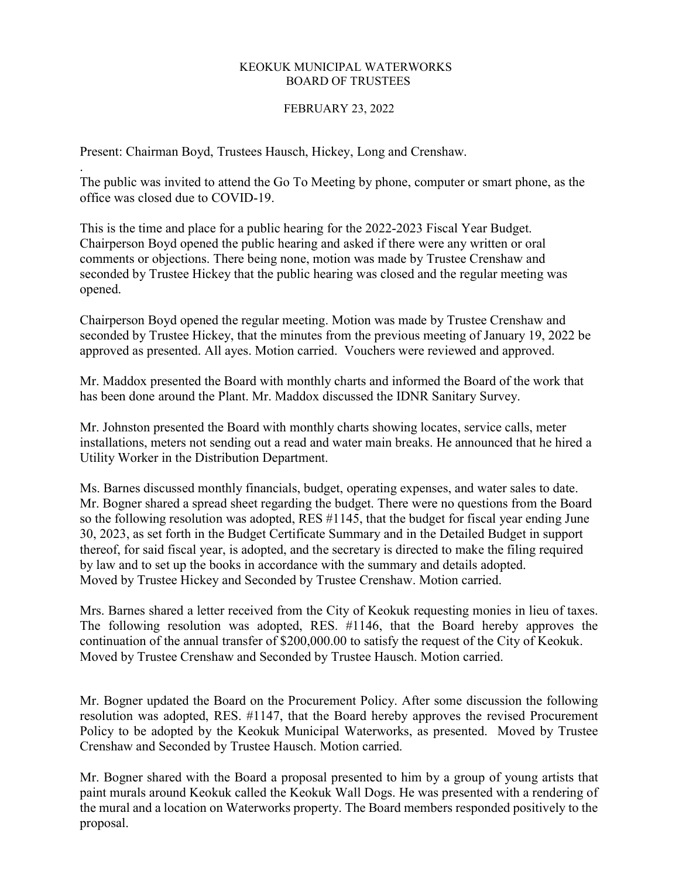KEOKUK MUNICIPAL WATERWORKS
BOARD OF TRUSTEES

FEBRUARY 23, 2022

Present: Chairman Boyd, Trustees Hausch, Hickey, Long and Crenshaw.

.
The public was invited to attend the Go To Meeting by phone, computer or smart phone, as the office was closed due to COVID-19.

This is the time and place for a public hearing for the 2022-2023 Fiscal Year Budget. Chairperson Boyd opened the public hearing and asked if there were any written or oral comments or objections. There being none, motion was made by Trustee Crenshaw and seconded by Trustee Hickey that the public hearing was closed and the regular meeting was opened.

Chairperson Boyd opened the regular meeting. Motion was made by Trustee Crenshaw and seconded by Trustee Hickey, that the minutes from the previous meeting of January 19, 2022 be approved as presented. All ayes. Motion carried. Vouchers were reviewed and approved.

Mr. Maddox presented the Board with monthly charts and informed the Board of the work that has been done around the Plant. Mr. Maddox discussed the IDNR Sanitary Survey.

Mr. Johnston presented the Board with monthly charts showing locates, service calls, meter installations, meters not sending out a read and water main breaks. He announced that he hired a Utility Worker in the Distribution Department.

Ms. Barnes discussed monthly financials, budget, operating expenses, and water sales to date. Mr. Bogner shared a spread sheet regarding the budget. There were no questions from the Board so the following resolution was adopted, RES #1145, that the budget for fiscal year ending June 30, 2023, as set forth in the Budget Certificate Summary and in the Detailed Budget in support thereof, for said fiscal year, is adopted, and the secretary is directed to make the filing required by law and to set up the books in accordance with the summary and details adopted. Moved by Trustee Hickey and Seconded by Trustee Crenshaw. Motion carried.

Mrs. Barnes shared a letter received from the City of Keokuk requesting monies in lieu of taxes. The following resolution was adopted, RES. #1146, that the Board hereby approves the continuation of the annual transfer of $200,000.00 to satisfy the request of the City of Keokuk. Moved by Trustee Crenshaw and Seconded by Trustee Hausch. Motion carried.

Mr. Bogner updated the Board on the Procurement Policy. After some discussion the following resolution was adopted, RES. #1147, that the Board hereby approves the revised Procurement Policy to be adopted by the Keokuk Municipal Waterworks, as presented. Moved by Trustee Crenshaw and Seconded by Trustee Hausch. Motion carried.

Mr. Bogner shared with the Board a proposal presented to him by a group of young artists that paint murals around Keokuk called the Keokuk Wall Dogs. He was presented with a rendering of the mural and a location on Waterworks property. The Board members responded positively to the proposal.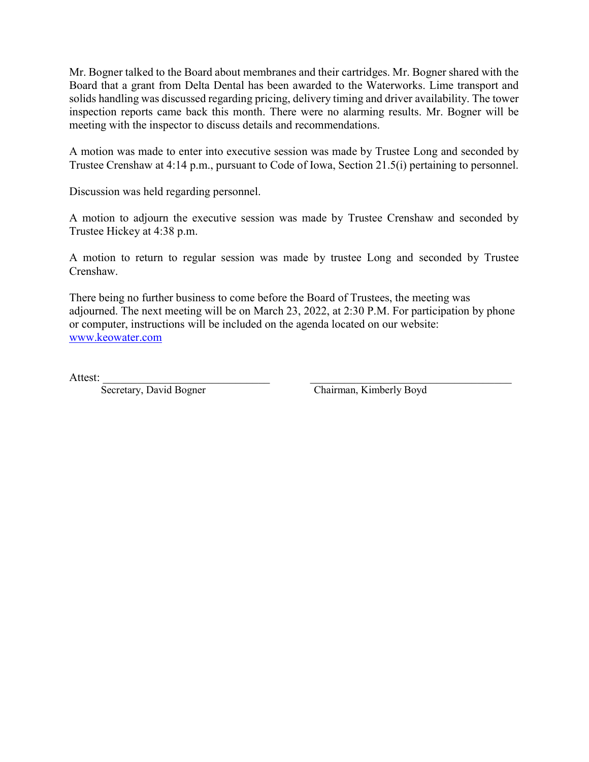Mr. Bogner talked to the Board about membranes and their cartridges. Mr. Bogner shared with the Board that a grant from Delta Dental has been awarded to the Waterworks. Lime transport and solids handling was discussed regarding pricing, delivery timing and driver availability. The tower inspection reports came back this month. There were no alarming results. Mr. Bogner will be meeting with the inspector to discuss details and recommendations.

A motion was made to enter into executive session was made by Trustee Long and seconded by Trustee Crenshaw at 4:14 p.m., pursuant to Code of Iowa, Section 21.5(i) pertaining to personnel.

Discussion was held regarding personnel.

A motion to adjourn the executive session was made by Trustee Crenshaw and seconded by Trustee Hickey at 4:38 p.m.

A motion to return to regular session was made by trustee Long and seconded by Trustee Crenshaw.

There being no further business to come before the Board of Trustees, the meeting was adjourned. The next meeting will be on March 23, 2022, at 2:30 P.M. For participation by phone or computer, instructions will be included on the agenda located on our website: www.keowater.com

Attest: ______________________________ ____________________________________

Secretary, David Bogner Chairman, Kimberly Boyd